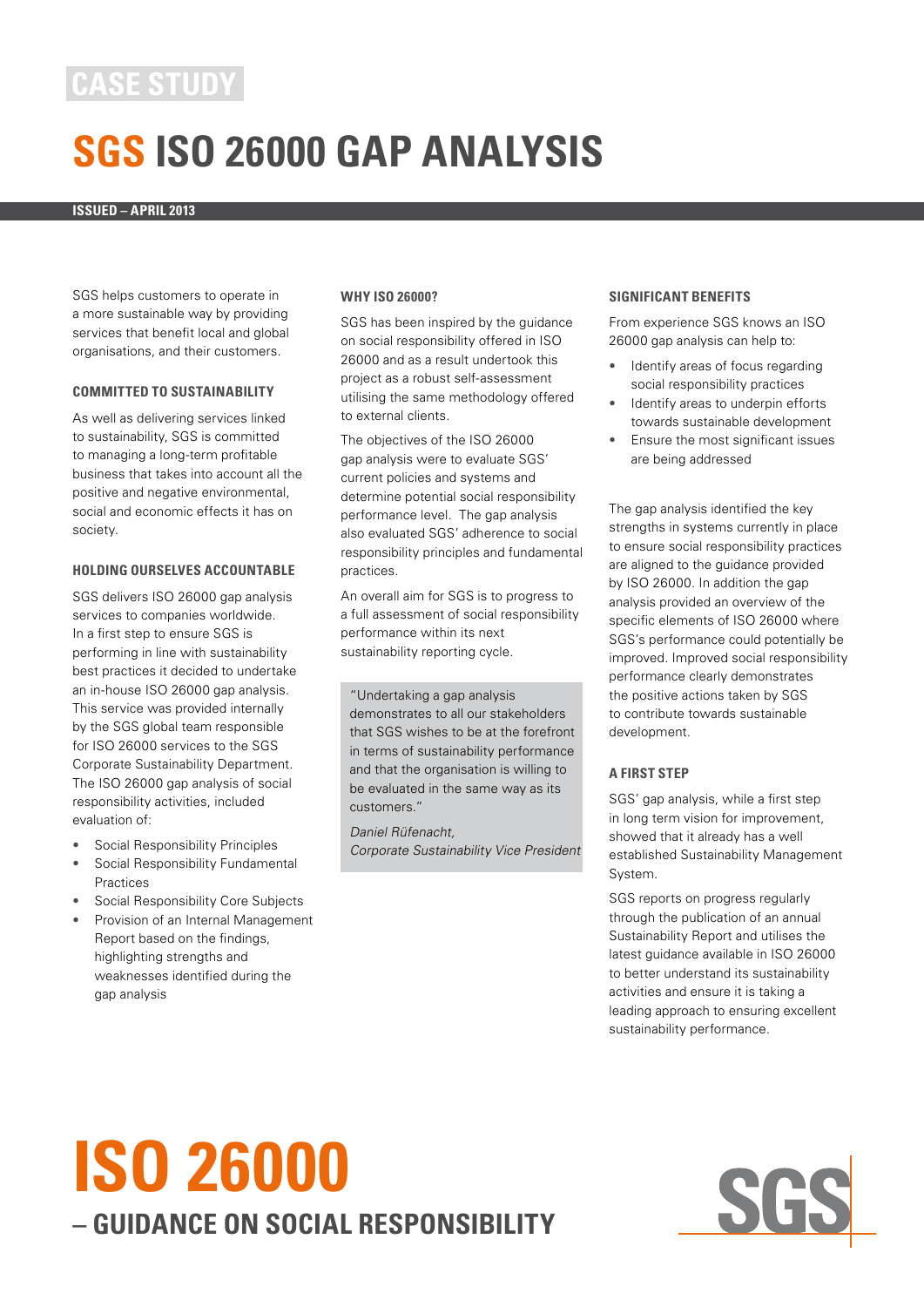CASE STUDY

# SGS ISO 26000 GAP ANALYSIS

**ISSUED – APRIL 2013**

SGS helps customers to operate in a more sustainable way by providing services that benefit local and global organisations, and their customers.

### COMMITTED TO SUSTAINABILITY

As well as delivering services linked to sustainability, SGS is committed to managing a long-term profitable business that takes into account all the positive and negative environmental, social and economic effects it has on society.

### HOLDING OURSELVES ACCOUNTABLE

SGS delivers ISO 26000 gap analysis services to companies worldwide. In a first step to ensure SGS is performing in line with sustainability best practices it decided to undertake an in-house ISO 26000 gap analysis. This service was provided internally by the SGS global team responsible for ISO 26000 services to the SGS Corporate Sustainability Department. The ISO 26000 gap analysis of social responsibility activities, included evaluation of:

- Social Responsibility Principles
- Social Responsibility Fundamental Practices
- Social Responsibility Core Subjects
- Provision of an Internal Management Report based on the findings, highlighting strengths and weaknesses identified during the gap analysis

### WHY ISO 26000?

SGS has been inspired by the guidance on social responsibility offered in ISO 26000 and as a result undertook this project as a robust self-assessment utilising the same methodology offered to external clients.

The objectives of the ISO 26000 gap analysis were to evaluate SGS' current policies and systems and determine potential social responsibility performance level. The gap analysis also evaluated SGS' adherence to social responsibility principles and fundamental practices.

An overall aim for SGS is to progress to a full assessment of social responsibility performance within its next sustainability reporting cycle.

> "Undertaking a gap analysis demonstrates to all our stakeholders that SGS wishes to be at the forefront in terms of sustainability performance and that the organisation is willing to be evaluated in the same way as its customers."
>
> *Daniel Rüfenacht,*
> *Corporate Sustainability Vice President*

### SIGNIFICANT BENEFITS

From experience SGS knows an ISO 26000 gap analysis can help to:

- Identify areas of focus regarding social responsibility practices
- Identify areas to underpin efforts towards sustainable development
- Ensure the most significant issues are being addressed

The gap analysis identified the key strengths in systems currently in place to ensure social responsibility practices are aligned to the guidance provided by ISO 26000. In addition the gap analysis provided an overview of the specific elements of ISO 26000 where SGS's performance could potentially be improved. Improved social responsibility performance clearly demonstrates the positive actions taken by SGS to contribute towards sustainable development.

### A FIRST STEP

SGS' gap analysis, while a first step in long term vision for improvement, showed that it already has a well established Sustainability Management System.

SGS reports on progress regularly through the publication of an annual Sustainability Report and utilises the latest guidance available in ISO 26000 to better understand its sustainability activities and ensure it is taking a leading approach to ensuring excellent sustainability performance.

# ISO 26000

## – GUIDANCE ON SOCIAL RESPONSIBILITY

SGS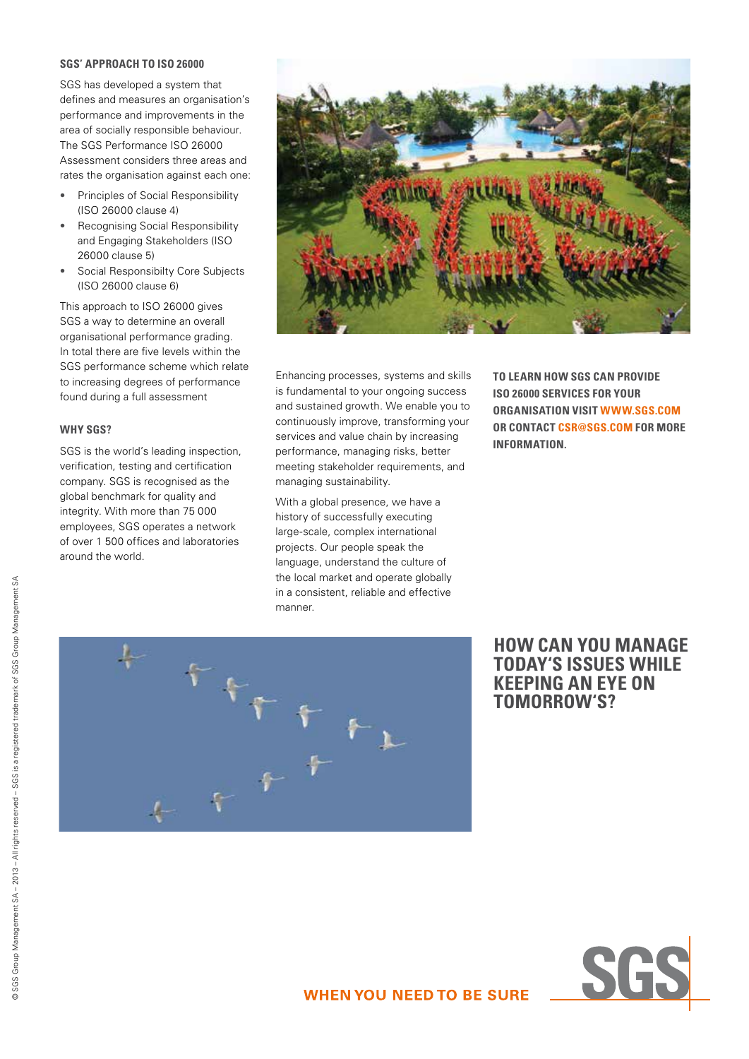### SGS' APPROACH TO ISO 26000

SGS has developed a system that defines and measures an organisation's performance and improvements in the area of socially responsible behaviour. The SGS Performance ISO 26000 Assessment considers three areas and rates the organisation against each one:

- Principles of Social Responsibility (ISO 26000 clause 4)
- Recognising Social Responsibility and Engaging Stakeholders (ISO 26000 clause 5)
- Social Responsibilty Core Subjects (ISO 26000 clause 6)

This approach to ISO 26000 gives SGS a way to determine an overall organisational performance grading. In total there are five levels within the SGS performance scheme which relate to increasing degrees of performance found during a full assessment

### WHY SGS?

SGS is the world's leading inspection, verification, testing and certification company. SGS is recognised as the global benchmark for quality and integrity. With more than 75 000 employees, SGS operates a network of over 1 500 offices and laboratories around the world.

Enhancing processes, systems and skills is fundamental to your ongoing success and sustained growth. We enable you to continuously improve, transforming your services and value chain by increasing performance, managing risks, better meeting stakeholder requirements, and managing sustainability.

With a global presence, we have a history of successfully executing large-scale, complex international projects. Our people speak the language, understand the culture of the local market and operate globally in a consistent, reliable and effective manner.

**TO LEARN HOW SGS CAN PROVIDE ISO 26000 SERVICES FOR YOUR ORGANISATION VISIT WWW.SGS.COM OR CONTACT CSR@SGS.COM FOR MORE INFORMATION.**

## HOW CAN YOU MANAGE TODAY'S ISSUES WHILE KEEPING AN EYE ON TOMORROW'S?

WHEN YOU NEED TO BE SURE

SGS

© SGS Group Management SA – 2013 – All rights reserved – SGS is a registered trademark of SGS Group Management SA